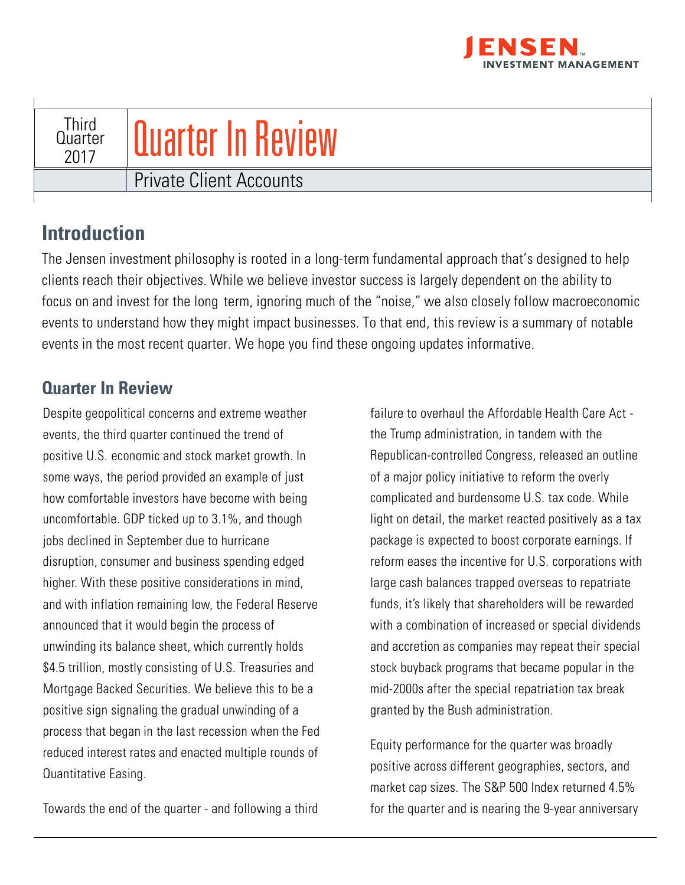JENSEN™ INVESTMENT MANAGEMENT

Third Quarter 2017

# Quarter In Review

Private Client Accounts

## Introduction

The Jensen investment philosophy is rooted in a long-term fundamental approach that's designed to help clients reach their objectives. While we believe investor success is largely dependent on the ability to focus on and invest for the long term, ignoring much of the "noise," we also closely follow macroeconomic events to understand how they might impact businesses. To that end, this review is a summary of notable events in the most recent quarter. We hope you find these ongoing updates informative.

## Quarter In Review

Despite geopolitical concerns and extreme weather events, the third quarter continued the trend of positive U.S. economic and stock market growth. In some ways, the period provided an example of just how comfortable investors have become with being uncomfortable. GDP ticked up to 3.1%, and though jobs declined in September due to hurricane disruption, consumer and business spending edged higher. With these positive considerations in mind, and with inflation remaining low, the Federal Reserve announced that it would begin the process of unwinding its balance sheet, which currently holds $4.5 trillion, mostly consisting of U.S. Treasuries and Mortgage Backed Securities. We believe this to be a positive sign signaling the gradual unwinding of a process that began in the last recession when the Fed reduced interest rates and enacted multiple rounds of Quantitative Easing.

Towards the end of the quarter - and following a third failure to overhaul the Affordable Health Care Act - the Trump administration, in tandem with the Republican-controlled Congress, released an outline of a major policy initiative to reform the overly complicated and burdensome U.S. tax code. While light on detail, the market reacted positively as a tax package is expected to boost corporate earnings. If reform eases the incentive for U.S. corporations with large cash balances trapped overseas to repatriate funds, it's likely that shareholders will be rewarded with a combination of increased or special dividends and accretion as companies may repeat their special stock buyback programs that became popular in the mid-2000s after the special repatriation tax break granted by the Bush administration.

Equity performance for the quarter was broadly positive across different geographies, sectors, and market cap sizes. The S&P 500 Index returned 4.5% for the quarter and is nearing the 9-year anniversary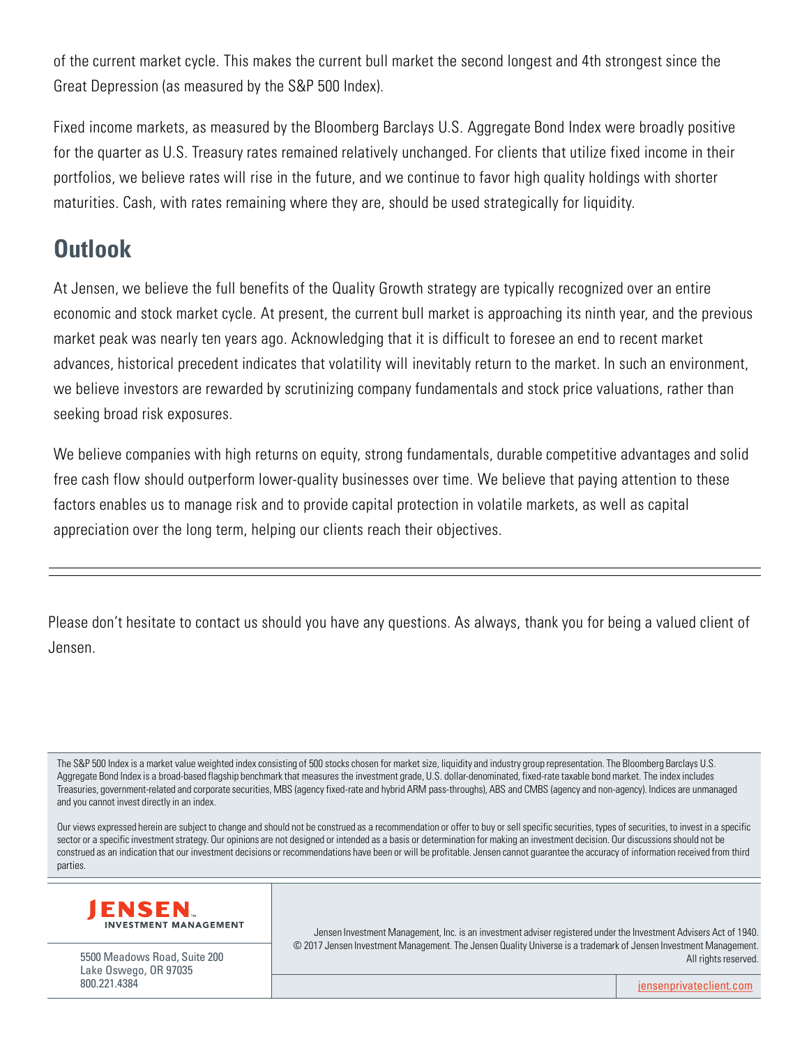of the current market cycle. This makes the current bull market the second longest and 4th strongest since the Great Depression (as measured by the S&P 500 Index).

Fixed income markets, as measured by the Bloomberg Barclays U.S. Aggregate Bond Index were broadly positive for the quarter as U.S. Treasury rates remained relatively unchanged. For clients that utilize fixed income in their portfolios, we believe rates will rise in the future, and we continue to favor high quality holdings with shorter maturities. Cash, with rates remaining where they are, should be used strategically for liquidity.

## Outlook

At Jensen, we believe the full benefits of the Quality Growth strategy are typically recognized over an entire economic and stock market cycle. At present, the current bull market is approaching its ninth year, and the previous market peak was nearly ten years ago. Acknowledging that it is difficult to foresee an end to recent market advances, historical precedent indicates that volatility will inevitably return to the market. In such an environment, we believe investors are rewarded by scrutinizing company fundamentals and stock price valuations, rather than seeking broad risk exposures.

We believe companies with high returns on equity, strong fundamentals, durable competitive advantages and solid free cash flow should outperform lower-quality businesses over time. We believe that paying attention to these factors enables us to manage risk and to provide capital protection in volatile markets, as well as capital appreciation over the long term, helping our clients reach their objectives.

---

Please don't hesitate to contact us should you have any questions. As always, thank you for being a valued client of Jensen.

The S&P 500 Index is a market value weighted index consisting of 500 stocks chosen for market size, liquidity and industry group representation. The Bloomberg Barclays U.S. Aggregate Bond Index is a broad-based flagship benchmark that measures the investment grade, U.S. dollar-denominated, fixed-rate taxable bond market. The index includes Treasuries, government-related and corporate securities, MBS (agency fixed-rate and hybrid ARM pass-throughs), ABS and CMBS (agency and non-agency). Indices are unmanaged and you cannot invest directly in an index.

Our views expressed herein are subject to change and should not be construed as a recommendation or offer to buy or sell specific securities, types of securities, to invest in a specific sector or a specific investment strategy. Our opinions are not designed or intended as a basis or determination for making an investment decision. Our discussions should not be construed as an indication that our investment decisions or recommendations have been or will be profitable. Jensen cannot guarantee the accuracy of information received from third parties.

JENSEN INVESTMENT MANAGEMENT

5500 Meadows Road, Suite 200
Lake Oswego, OR 97035
800.221.4384

Jensen Investment Management, Inc. is an investment adviser registered under the Investment Advisers Act of 1940. © 2017 Jensen Investment Management. The Jensen Quality Universe is a trademark of Jensen Investment Management. All rights reserved.

jensenprivateclient.com